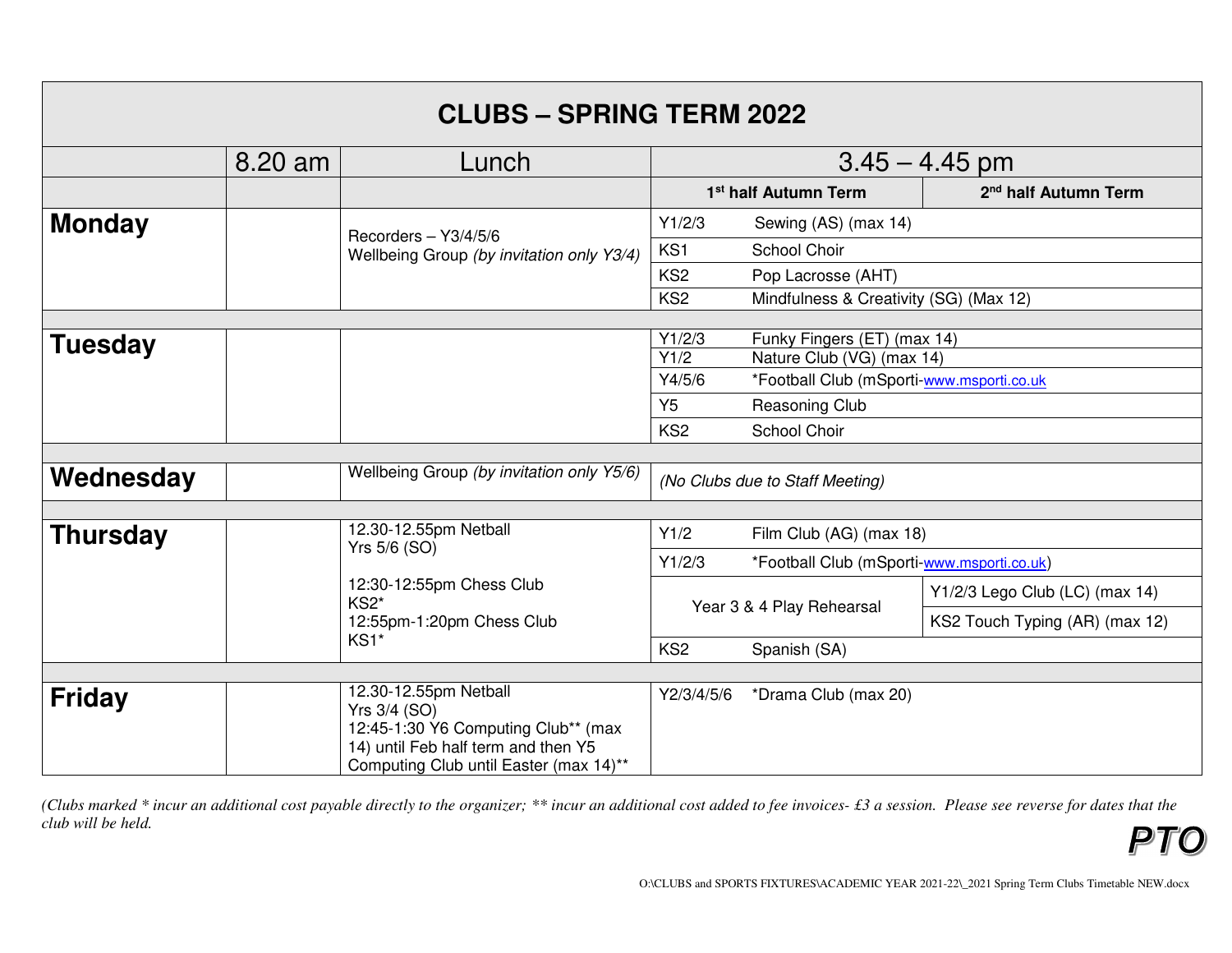# CLUBS – SPRING TERM 2022

| | 8.20 am | Lunch | 3.45 – 4.45 pm | | |
|---|---|---|---|---|---|
| | | | 1st half Autumn Term | | 2nd half Autumn Term |
| **Monday** | | Recorders – Y3/4/5/6<br>Wellbeing Group *(by invitation only Y3/4)* | Y1/2/3 | Sewing (AS) (max 14) | |
| | | | KS1 | School Choir | |
| | | | KS2 | Pop Lacrosse (AHT) | |
| | | | KS2 | Mindfulness & Creativity (SG) (Max 12) | |
| **Tuesday** | | | Y1/2/3 | Funky Fingers (ET) (max 14) | |
| | | | Y1/2 | Nature Club (VG) (max 14) | |
| | | | Y4/5/6 | *Football Club (mSporti-www.msporti.co.uk | |
| | | | Y5 | Reasoning Club | |
| | | | KS2 | School Choir | |
| **Wednesday** | | Wellbeing Group *(by invitation only Y5/6)* | *(No Clubs due to Staff Meeting)* | | |
| **Thursday** | | 12.30-12.55pm Netball Yrs 5/6 (SO)<br><br>12:30-12:55pm Chess Club KS2*<br>12:55pm-1:20pm Chess Club KS1* | Y1/2 | Film Club (AG) (max 18) | |
| | | | Y1/2/3 | *Football Club (mSporti-www.msporti.co.uk) | |
| | | | Year 3 & 4 Play Rehearsal | | Y1/2/3 Lego Club (LC) (max 14) |
| | | | | | KS2 Touch Typing (AR) (max 12) |
| | | | KS2 | Spanish (SA) | |
| **Friday** | | 12.30-12.55pm Netball Yrs 3/4 (SO)<br>12:45-1:30 Y6 Computing Club** (max 14) until Feb half term and then Y5 Computing Club until Easter (max 14)** | Y2/3/4/5/6 | *Drama Club (max 20) | |

*(Clubs marked * incur an additional cost payable directly to the organizer; ** incur an additional cost added to fee invoices- £3 a session. Please see reverse for dates that the club will be held.*

**PTO**

O:\CLUBS and SPORTS FIXTURES\ACADEMIC YEAR 2021-22\_2021 Spring Term Clubs Timetable NEW.docx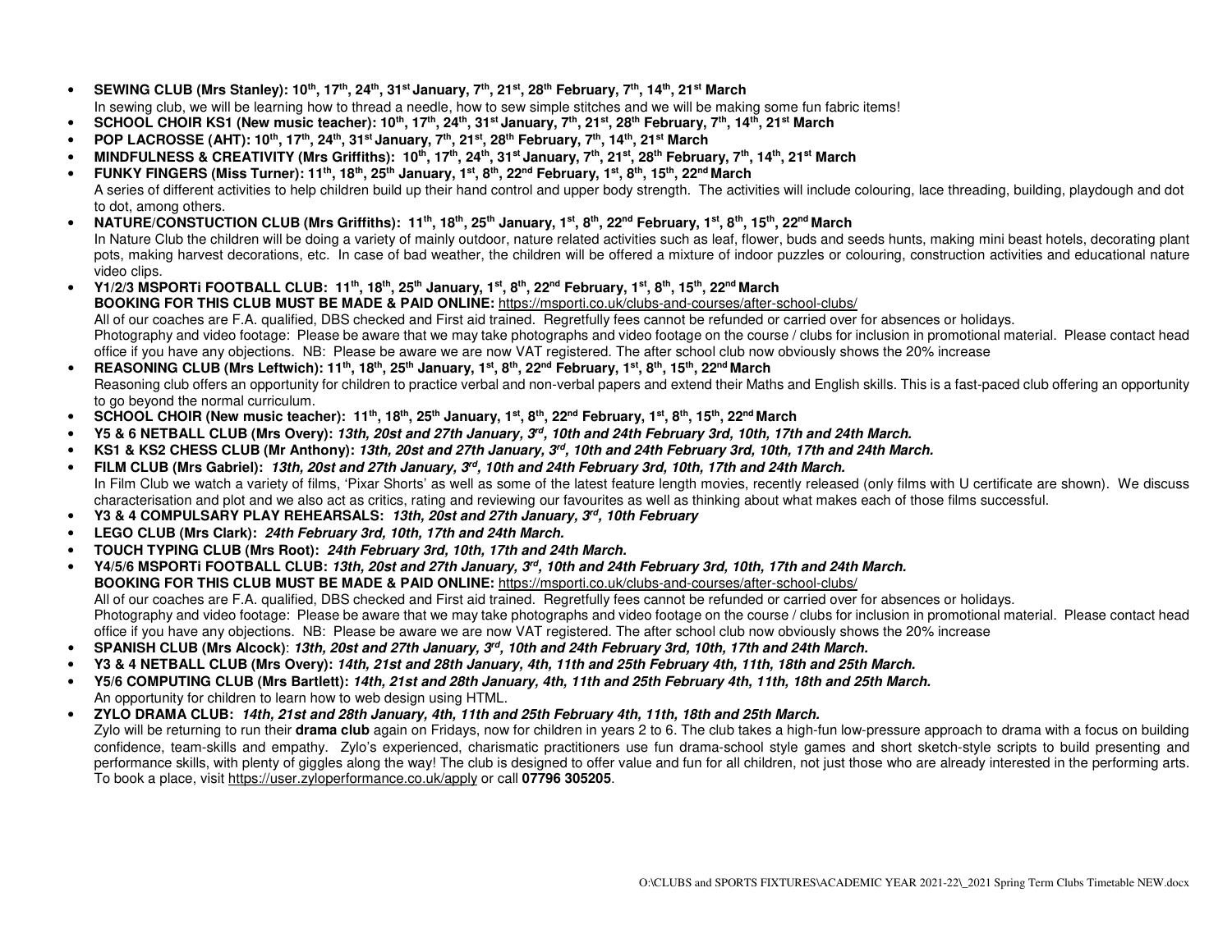- **SEWING CLUB (Mrs Stanley): 10th, 17th, 24th, 31st January, 7th, 21st, 28th February, 7th, 14th, 21st March**
  In sewing club, we will be learning how to thread a needle, how to sew simple stitches and we will be making some fun fabric items!
- **SCHOOL CHOIR KS1 (New music teacher): 10th, 17th, 24th, 31st January, 7th, 21st, 28th February, 7th, 14th, 21st March**
- **POP LACROSSE (AHT): 10th, 17th, 24th, 31st January, 7th, 21st, 28th February, 7th, 14th, 21st March**
- **MINDFULNESS & CREATIVITY (Mrs Griffiths): 10th, 17th, 24th, 31st January, 7th, 21st, 28th February, 7th, 14th, 21st March**
- **FUNKY FINGERS (Miss Turner): 11th, 18th, 25th January, 1st, 8th, 22nd February, 1st, 8th, 15th, 22nd March**
  A series of different activities to help children build up their hand control and upper body strength. The activities will include colouring, lace threading, building, playdough and dot to dot, among others.
- **NATURE/CONSTUCTION CLUB (Mrs Griffiths): 11th, 18th, 25th January, 1st, 8th, 22nd February, 1st, 8th, 15th, 22nd March**
  In Nature Club the children will be doing a variety of mainly outdoor, nature related activities such as leaf, flower, buds and seeds hunts, making mini beast hotels, decorating plant pots, making harvest decorations, etc. In case of bad weather, the children will be offered a mixture of indoor puzzles or colouring, construction activities and educational nature video clips.
- **Y1/2/3 MSPORTi FOOTBALL CLUB: 11th, 18th, 25th January, 1st, 8th, 22nd February, 1st, 8th, 15th, 22nd March**
  **BOOKING FOR THIS CLUB MUST BE MADE & PAID ONLINE:** https://msporti.co.uk/clubs-and-courses/after-school-clubs/
  All of our coaches are F.A. qualified, DBS checked and First aid trained. Regretfully fees cannot be refunded or carried over for absences or holidays.
  Photography and video footage: Please be aware that we may take photographs and video footage on the course / clubs for inclusion in promotional material. Please contact head office if you have any objections. NB: Please be aware we are now VAT registered. The after school club now obviously shows the 20% increase
- **REASONING CLUB (Mrs Leftwich): 11th, 18th, 25th January, 1st, 8th, 22nd February, 1st, 8th, 15th, 22nd March**
  Reasoning club offers an opportunity for children to practice verbal and non-verbal papers and extend their Maths and English skills. This is a fast-paced club offering an opportunity to go beyond the normal curriculum.
- **SCHOOL CHOIR (New music teacher): 11th, 18th, 25th January, 1st, 8th, 22nd February, 1st, 8th, 15th, 22nd March**
- **Y5 & 6 NETBALL CLUB (Mrs Overy):** ***13th, 20st and 27th January, 3rd, 10th and 24th February 3rd, 10th, 17th and 24th March.***
- **KS1 & KS2 CHESS CLUB (Mr Anthony):** ***13th, 20st and 27th January, 3rd, 10th and 24th February 3rd, 10th, 17th and 24th March.***
- **FILM CLUB (Mrs Gabriel):** ***13th, 20st and 27th January, 3rd, 10th and 24th February 3rd, 10th, 17th and 24th March.***
  In Film Club we watch a variety of films, 'Pixar Shorts' as well as some of the latest feature length movies, recently released (only films with U certificate are shown). We discuss characterisation and plot and we also act as critics, rating and reviewing our favourites as well as thinking about what makes each of those films successful.
- **Y3 & 4 COMPULSARY PLAY REHEARSALS:** ***13th, 20st and 27th January, 3rd, 10th February***
- **LEGO CLUB (Mrs Clark):** ***24th February 3rd, 10th, 17th and 24th March.***
- **TOUCH TYPING CLUB (Mrs Root):** ***24th February 3rd, 10th, 17th and 24th March.***
- **Y4/5/6 MSPORTi FOOTBALL CLUB:** ***13th, 20st and 27th January, 3rd, 10th and 24th February 3rd, 10th, 17th and 24th March.***
  **BOOKING FOR THIS CLUB MUST BE MADE & PAID ONLINE:** https://msporti.co.uk/clubs-and-courses/after-school-clubs/
  All of our coaches are F.A. qualified, DBS checked and First aid trained. Regretfully fees cannot be refunded or carried over for absences or holidays.
  Photography and video footage: Please be aware that we may take photographs and video footage on the course / clubs for inclusion in promotional material. Please contact head office if you have any objections. NB: Please be aware we are now VAT registered. The after school club now obviously shows the 20% increase
- **SPANISH CLUB (Mrs Alcock)**: ***13th, 20st and 27th January, 3rd, 10th and 24th February 3rd, 10th, 17th and 24th March.***
- **Y3 & 4 NETBALL CLUB (Mrs Overy):** ***14th, 21st and 28th January, 4th, 11th and 25th February 4th, 11th, 18th and 25th March.***
- **Y5/6 COMPUTING CLUB (Mrs Bartlett):** ***14th, 21st and 28th January, 4th, 11th and 25th February 4th, 11th, 18th and 25th March.***
  An opportunity for children to learn how to web design using HTML.
- **ZYLO DRAMA CLUB:** ***14th, 21st and 28th January, 4th, 11th and 25th February 4th, 11th, 18th and 25th March.***
  Zylo will be returning to run their **drama club** again on Fridays, now for children in years 2 to 6. The club takes a high-fun low-pressure approach to drama with a focus on building confidence, team-skills and empathy. Zylo's experienced, charismatic practitioners use fun drama-school style games and short sketch-style scripts to build presenting and performance skills, with plenty of giggles along the way! The club is designed to offer value and fun for all children, not just those who are already interested in the performing arts. To book a place, visit https://user.zyloperformance.co.uk/apply or call **07796 305205**.

O:\CLUBS and SPORTS FIXTURES\ACADEMIC YEAR 2021-22\_2021 Spring Term Clubs Timetable NEW.docx